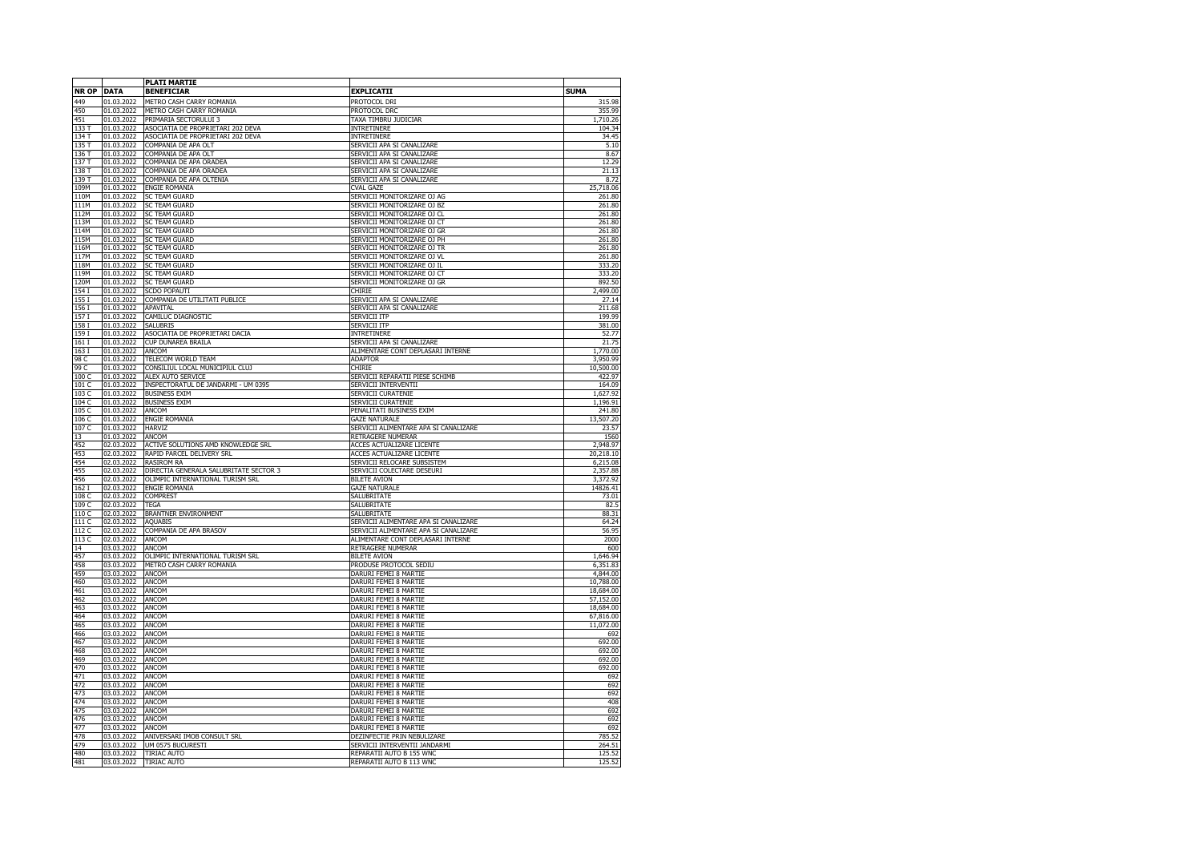| | | PLATI MARTIE | | |
|---|---|---|---|---|
| NR OP | DATA | BENEFICIAR | EXPLICATII | SUMA |
| 449 | 01.03.2022 | METRO CASH CARRY ROMANIA | PROTOCOL DRI | 315.98 |
| 450 | 01.03.2022 | METRO CASH CARRY ROMANIA | PROTOCOL DRC | 355.99 |
| 451 | 01.03.2022 | PRIMARIA SECTORULUI 3 | TAXA TIMBRU JUDICIAR | 1,710.26 |
| 133 T | 01.03.2022 | ASOCIATIA DE PROPRIETARI 202 DEVA | INTRETINERE | 104.34 |
| 134 T | 01.03.2022 | ASOCIATIA DE PROPRIETARI 202 DEVA | INTRETINERE | 34.45 |
| 135 T | 01.03.2022 | COMPANIA DE APA OLT | SERVICII APA SI CANALIZARE | 5.10 |
| 136 T | 01.03.2022 | COMPANIA DE APA OLT | SERVICII APA SI CANALIZARE | 8.67 |
| 137 T | 01.03.2022 | COMPANIA DE APA ORADEA | SERVICII APA SI CANALIZARE | 12.29 |
| 138 T | 01.03.2022 | COMPANIA DE APA ORADEA | SERVICII APA SI CANALIZARE | 21.13 |
| 139 T | 01.03.2022 | COMPANIA DE APA OLTENIA | SERVICII APA SI CANALIZARE | 8.72 |
| 109M | 01.03.2022 | ENGIE ROMANIA | CVAL GAZE | 25,718.06 |
| 110M | 01.03.2022 | SC TEAM GUARD | SERVICII MONITORIZARE OJ AG | 261.80 |
| 111M | 01.03.2022 | SC TEAM GUARD | SERVICII MONITORIZARE OJ BZ | 261.80 |
| 112M | 01.03.2022 | SC TEAM GUARD | SERVICII MONITORIZARE OJ CL | 261.80 |
| 113M | 01.03.2022 | SC TEAM GUARD | SERVICII MONITORIZARE OJ CT | 261.80 |
| 114M | 01.03.2022 | SC TEAM GUARD | SERVICII MONITORIZARE OJ GR | 261.80 |
| 115M | 01.03.2022 | SC TEAM GUARD | SERVICII MONITORIZARE OJ PH | 261.80 |
| 116M | 01.03.2022 | SC TEAM GUARD | SERVICII MONITORIZARE OJ TR | 261.80 |
| 117M | 01.03.2022 | SC TEAM GUARD | SERVICII MONITORIZARE OJ VL | 261.80 |
| 118M | 01.03.2022 | SC TEAM GUARD | SERVICII MONITORIZARE OJ IL | 333.20 |
| 119M | 01.03.2022 | SC TEAM GUARD | SERVICII MONITORIZARE OJ CT | 333.20 |
| 120M | 01.03.2022 | SC TEAM GUARD | SERVICII MONITORIZARE OJ GR | 892.50 |
| 154 I | 01.03.2022 | SCDO POPAUTI | CHIRIE | 2,499.00 |
| 155 I | 01.03.2022 | COMPANIA DE UTILITATI PUBLICE | SERVICII APA SI CANALIZARE | 27.14 |
| 156 I | 01.03.2022 | APAVITAL | SERVICII APA SI CANALIZARE | 211.68 |
| 157 I | 01.03.2022 | CAMILUC DIAGNOSTIC | SERVICII ITP | 199.99 |
| 158 I | 01.03.2022 | SALUBRIS | SERVICII ITP | 381.00 |
| 159 I | 01.03.2022 | ASOCIATIA DE PROPRIETARI DACIA | INTRETINERE | 52.77 |
| 161 I | 01.03.2022 | CUP DUNAREA BRAILA | SERVICII APA SI CANALIZARE | 21.75 |
| 163 I | 01.03.2022 | ANCOM | ALIMENTARE CONT DEPLASARI INTERNE | 1,770.00 |
| 98 C | 01.03.2022 | TELECOM WORLD TEAM | ADAPTOR | 3,950.99 |
| 99 C | 01.03.2022 | CONSILIUL LOCAL MUNICIPIUL CLUJ | CHIRIE | 10,500.00 |
| 100 C | 01.03.2022 | ALEX AUTO SERVICE | SERVICII REPARATII PIESE SCHIMB | 422.97 |
| 101 C | 01.03.2022 | INSPECTORATUL DE JANDARMI - UM 0395 | SERVICII INTERVENTII | 164.09 |
| 103 C | 01.03.2022 | BUSINESS EXIM | SERVICII CURATENIE | 1,627.92 |
| 104 C | 01.03.2022 | BUSINESS EXIM | SERVICII CURATENIE | 1,196.91 |
| 105 C | 01.03.2022 | ANCOM | PENALITATI BUSINESS EXIM | 241.80 |
| 106 C | 01.03.2022 | ENGIE ROMANIA | GAZE NATURALE | 13,507.20 |
| 107 C | 01.03.2022 | HARVIZ | SERVICII ALIMENTARE APA SI CANALIZARE | 23.57 |
| 13 | 01.03.2022 | ANCOM | RETRAGERE NUMERAR | 1560 |
| 452 | 02.03.2022 | ACTIVE SOLUTIONS AMD KNOWLEDGE SRL | ACCES ACTUALIZARE LICENTE | 2,948.97 |
| 453 | 02.03.2022 | RAPID PARCEL DELIVERY SRL | ACCES ACTUALIZARE LICENTE | 20,218.10 |
| 454 | 02.03.2022 | RASIROM RA | SERVICII RELOCARE SUBSISTEM | 6,215.08 |
| 455 | 02.03.2022 | DIRECTIA GENERALA SALUBRITATE SECTOR 3 | SERVICII COLECTARE DESEURI | 2,357.88 |
| 456 | 02.03.2022 | OLIMPIC INTERNATIONAL TURISM SRL | BILETE AVION | 3,372.92 |
| 162 I | 02.03.2022 | ENGIE ROMANIA | GAZE NATURALE | 14826.41 |
| 108 C | 02.03.2022 | COMPREST | SALUBRITATE | 73.01 |
| 109 C | 02.03.2022 | TEGA | SALUBRITATE | 82.5 |
| 110 C | 02.03.2022 | BRANTNER ENVIRONMENT | SALUBRITATE | 88.31 |
| 111 C | 02.03.2022 | AQUABIS | SERVICII ALIMENTARE APA SI CANALIZARE | 64.24 |
| 112 C | 02.03.2022 | COMPANIA DE APA BRASOV | SERVICII ALIMENTARE APA SI CANALIZARE | 56.95 |
| 113 C | 02.03.2022 | ANCOM | ALIMENTARE CONT DEPLASARI INTERNE | 2000 |
| 14 | 03.03.2022 | ANCOM | RETRAGERE NUMERAR | 600 |
| 457 | 03.03.2022 | OLIMPIC INTERNATIONAL TURISM SRL | BILETE AVION | 1,646.94 |
| 458 | 03.03.2022 | METRO CASH CARRY ROMANIA | PRODUSE PROTOCOL SEDIU | 6,351.83 |
| 459 | 03.03.2022 | ANCOM | DARURI FEMEI 8 MARTIE | 4,844.00 |
| 460 | 03.03.2022 | ANCOM | DARURI FEMEI 8 MARTIE | 10,788.00 |
| 461 | 03.03.2022 | ANCOM | DARURI FEMEI 8 MARTIE | 18,684.00 |
| 462 | 03.03.2022 | ANCOM | DARURI FEMEI 8 MARTIE | 57,152.00 |
| 463 | 03.03.2022 | ANCOM | DARURI FEMEI 8 MARTIE | 18,684.00 |
| 464 | 03.03.2022 | ANCOM | DARURI FEMEI 8 MARTIE | 67,816.00 |
| 465 | 03.03.2022 | ANCOM | DARURI FEMEI 8 MARTIE | 11,072.00 |
| 466 | 03.03.2022 | ANCOM | DARURI FEMEI 8 MARTIE | 692 |
| 467 | 03.03.2022 | ANCOM | DARURI FEMEI 8 MARTIE | 692.00 |
| 468 | 03.03.2022 | ANCOM | DARURI FEMEI 8 MARTIE | 692.00 |
| 469 | 03.03.2022 | ANCOM | DARURI FEMEI 8 MARTIE | 692.00 |
| 470 | 03.03.2022 | ANCOM | DARURI FEMEI 8 MARTIE | 692.00 |
| 471 | 03.03.2022 | ANCOM | DARURI FEMEI 8 MARTIE | 692 |
| 472 | 03.03.2022 | ANCOM | DARURI FEMEI 8 MARTIE | 692 |
| 473 | 03.03.2022 | ANCOM | DARURI FEMEI 8 MARTIE | 692 |
| 474 | 03.03.2022 | ANCOM | DARURI FEMEI 8 MARTIE | 408 |
| 475 | 03.03.2022 | ANCOM | DARURI FEMEI 8 MARTIE | 692 |
| 476 | 03.03.2022 | ANCOM | DARURI FEMEI 8 MARTIE | 692 |
| 477 | 03.03.2022 | ANCOM | DARURI FEMEI 8 MARTIE | 692 |
| 478 | 03.03.2022 | ANIVERSARI IMOB CONSULT SRL | DEZINFECTIE PRIN NEBULIZARE | 785.52 |
| 479 | 03.03.2022 | UM 0575 BUCURESTI | SERVICII INTERVENTII JANDARMI | 264.51 |
| 480 | 03.03.2022 | TIRIAC AUTO | REPARATII AUTO B 155 WNC | 125.52 |
| 481 | 03.03.2022 | TIRIAC AUTO | REPARATII AUTO B 113 WNC | 125.52 |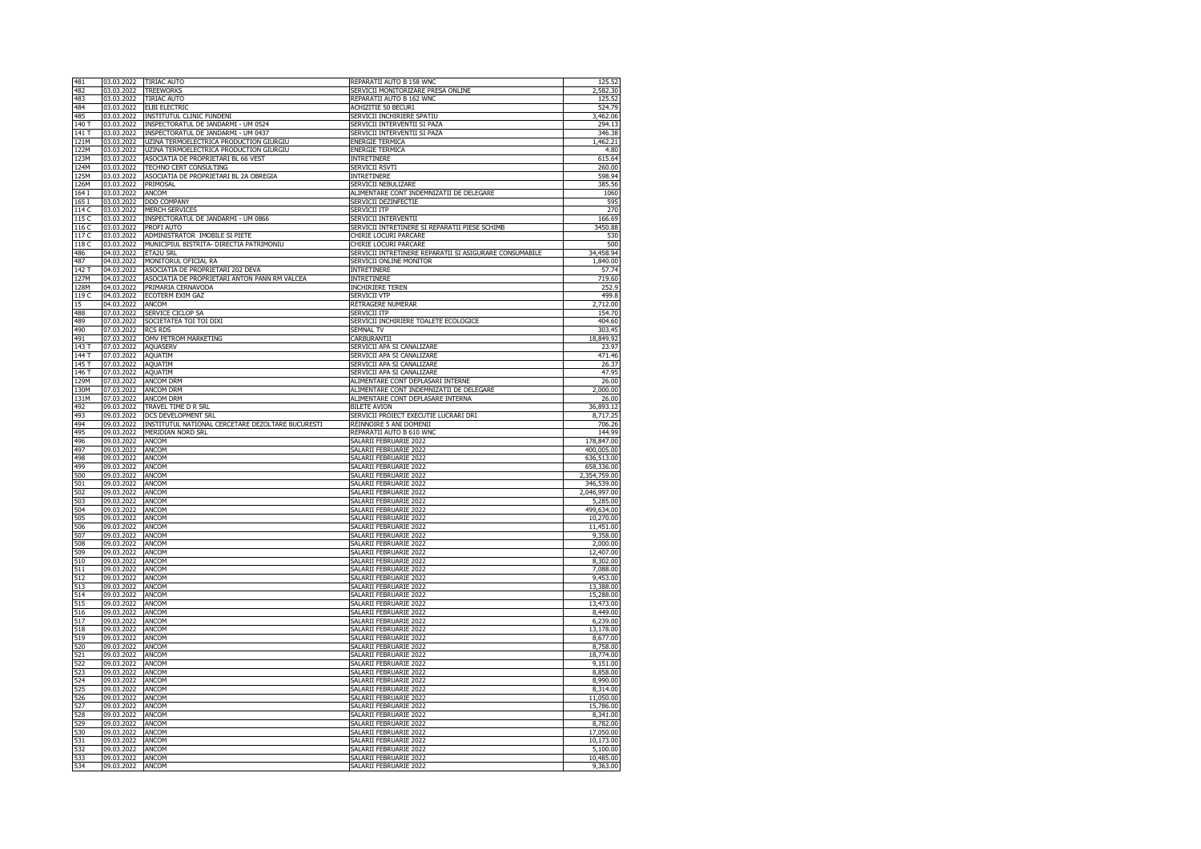| 481 | 03.03.2022 | TIRIAC AUTO | REPARATII AUTO B 158 WNC | 125.52 |
|---|---|---|---|---|
| 482 | 03.03.2022 | TREEWORKS | SERVICII MONITORIZARE PRESA ONLINE | 2,582.30 |
| 483 | 03.03.2022 | TIRIAC AUTO | REPARATII AUTO B 162 WNC | 125.52 |
| 484 | 03.03.2022 | ELBI ELECTRIC | ACHIZITIE 50 BECURI | 524.79 |
| 485 | 03.03.2022 | INSTITUTUL CLINIC FUNDENI | SERVICII INCHIRIERE SPATIU | 3,462.06 |
| 140 T | 03.03.2022 | INSPECTORATUL DE JANDARMI - UM 0524 | SERVICII INTERVENTII SI PAZA | 294.13 |
| 141 T | 03.03.2022 | INSPECTORATUL DE JANDARMI - UM 0437 | SERVICII INTERVENTII SI PAZA | 346.38 |
| 121M | 03.03.2022 | UZINA TERMOELECTRICA PRODUCTION GIURGIU | ENERGIE TERMICA | 1,462.21 |
| 122M | 03.03.2022 | UZINA TERMOELECTRICA PRODUCTION GIURGIU | ENERGIE TERMICA | 4.80 |
| 123M | 03.03.2022 | ASOCIATIA DE PROPRIETARI BL 66 VEST | INTRETINERE | 615.64 |
| 124M | 03.03.2022 | TECHNO CERT CONSULTING | SERVICII RSVTI | 260.00 |
| 125M | 03.03.2022 | ASOCIATIA DE PROPRIETARI BL 2A OBREGIA | INTRETINERE | 598.94 |
| 126M | 03.03.2022 | PRIMOSAL | SERVICII NEBULIZARE | 385.56 |
| 164 I | 03.03.2022 | ANCOM | ALIMENTARE CONT INDEMNIZATII DE DELEGARE | 1060 |
| 165 I | 03.03.2022 | DDD COMPANY | SERVICII DEZINFECTIE | 595 |
| 114 C | 03.03.2022 | MERCH SERVICES | SERVICII ITP | 270 |
| 115 C | 03.03.2022 | INSPECTORATUL DE JANDARMI - UM 0866 | SERVICII INTERVENTII | 166.69 |
| 116 C | 03.03.2022 | PROFI AUTO | SERVICII INTRETINERE SI REPARATII PIESE SCHIMB | 3450.88 |
| 117 C | 03.03.2022 | ADMINISTRATOR IMOBILE SI PIETE | CHIRIE LOCURI PARCARE | 530 |
| 118 C | 03.03.2022 | MUNICIPIUL BISTRITA- DIRECTIA PATRIMONIU | CHIRIE LOCURI PARCARE | 500 |
| 486 | 04.03.2022 | ETA2U SRL | SERVICII INTRETINERE REPARATII SI ASIGURARE CONSUMABILE | 34,458.94 |
| 487 | 04.03.2022 | MONITORUL OFICIAL RA | SERVICII ONLINE MONITOR | 1,840.00 |
| 142 T | 04.03.2022 | ASOCIATIA DE PROPRIETARI 202 DEVA | INTRETINERE | 57.74 |
| 127M | 04.03.2022 | ASOCIATIA DE PROPRIETARI ANTON PANN RM VALCEA | INTRETINERE | 719.60 |
| 128M | 04.03.2022 | PRIMARIA CERNAVODA | INCHIRIERE TEREN | 252.9 |
| 119 C | 04.03.2022 | ECOTERM EXIM GAZ | SERVICII VTP | 499.8 |
| 15 | 04.03.2022 | ANCOM | RETRAGERE NUMERAR | 2,712.00 |
| 488 | 07.03.2022 | SERVICE CICLOP SA | SERVICII ITP | 154.70 |
| 489 | 07.03.2022 | SOCIETATEA TOI TOI DIXI | SERVICII INCHIRIERE TOALETE ECOLOGICE | 404.60 |
| 490 | 07.03.2022 | RCS RDS | SEMNAL TV | 303.45 |
| 491 | 07.03.2022 | OMV PETROM MARKETING | CARBURANTII | 18,849.92 |
| 143 T | 07.03.2022 | AQUASERV | SERVICII APA SI CANALIZARE | 23.97 |
| 144 T | 07.03.2022 | AQUATIM | SERVICII APA SI CANALIZARE | 471.46 |
| 145 T | 07.03.2022 | AQUATIM | SERVICII APA SI CANALIZARE | 26.37 |
| 146 T | 07.03.2022 | AQUATIM | SERVICII APA SI CANALIZARE | 47.95 |
| 129M | 07.03.2022 | ANCOM DRM | ALIMENTARE CONT DEPLASARI INTERNE | 26.00 |
| 130M | 07.03.2022 | ANCOM DRM | ALIMENTARE CONT INDEMNIZATII DE DELEGARE | 2,000.00 |
| 131M | 07.03.2022 | ANCOM DRM | ALIMENTARE CONT DEPLASARE INTERNA | 26.00 |
| 492 | 09.03.2022 | TRAVEL TIME D R SRL | BILETE AVION | 36,893.12 |
| 493 | 09.03.2022 | DCS DEVELOPMENT SRL | SERVICII PROIECT EXECUTIE LUCRARI DRI | 8,717.25 |
| 494 | 09.03.2022 | INSTITUTUL NATIONAL CERCETARE DEZOLTARE BUCURESTI | REINNOIRE 5 ANI DOMENII | 706.26 |
| 495 | 09.03.2022 | MERIDIAN NORD SRL | REPARATII AUTO B 610 WNC | 144.99 |
| 496 | 09.03.2022 | ANCOM | SALARII FEBRUARIE 2022 | 178,847.00 |
| 497 | 09.03.2022 | ANCOM | SALARII FEBRUARIE 2022 | 400,005.00 |
| 498 | 09.03.2022 | ANCOM | SALARII FEBRUARIE 2022 | 636,513.00 |
| 499 | 09.03.2022 | ANCOM | SALARII FEBRUARIE 2022 | 658,336.00 |
| 500 | 09.03.2022 | ANCOM | SALARII FEBRUARIE 2022 | 2,354,759.00 |
| 501 | 09.03.2022 | ANCOM | SALARII FEBRUARIE 2022 | 346,539.00 |
| 502 | 09.03.2022 | ANCOM | SALARII FEBRUARIE 2022 | 2,046,997.00 |
| 503 | 09.03.2022 | ANCOM | SALARII FEBRUARIE 2022 | 5,285.00 |
| 504 | 09.03.2022 | ANCOM | SALARII FEBRUARIE 2022 | 499,634.00 |
| 505 | 09.03.2022 | ANCOM | SALARII FEBRUARIE 2022 | 10,270.00 |
| 506 | 09.03.2022 | ANCOM | SALARII FEBRUARIE 2022 | 11,451.00 |
| 507 | 09.03.2022 | ANCOM | SALARII FEBRUARIE 2022 | 9,358.00 |
| 508 | 09.03.2022 | ANCOM | SALARII FEBRUARIE 2022 | 2,000.00 |
| 509 | 09.03.2022 | ANCOM | SALARII FEBRUARIE 2022 | 12,407.00 |
| 510 | 09.03.2022 | ANCOM | SALARII FEBRUARIE 2022 | 8,302.00 |
| 511 | 09.03.2022 | ANCOM | SALARII FEBRUARIE 2022 | 7,088.00 |
| 512 | 09.03.2022 | ANCOM | SALARII FEBRUARIE 2022 | 9,453.00 |
| 513 | 09.03.2022 | ANCOM | SALARII FEBRUARIE 2022 | 13,388.00 |
| 514 | 09.03.2022 | ANCOM | SALARII FEBRUARIE 2022 | 15,288.00 |
| 515 | 09.03.2022 | ANCOM | SALARII FEBRUARIE 2022 | 13,473.00 |
| 516 | 09.03.2022 | ANCOM | SALARII FEBRUARIE 2022 | 8,449.00 |
| 517 | 09.03.2022 | ANCOM | SALARII FEBRUARIE 2022 | 6,239.00 |
| 518 | 09.03.2022 | ANCOM | SALARII FEBRUARIE 2022 | 13,178.00 |
| 519 | 09.03.2022 | ANCOM | SALARII FEBRUARIE 2022 | 8,677.00 |
| 520 | 09.03.2022 | ANCOM | SALARII FEBRUARIE 2022 | 8,758.00 |
| 521 | 09.03.2022 | ANCOM | SALARII FEBRUARIE 2022 | 18,774.00 |
| 522 | 09.03.2022 | ANCOM | SALARII FEBRUARIE 2022 | 9,151.00 |
| 523 | 09.03.2022 | ANCOM | SALARII FEBRUARIE 2022 | 8,858.00 |
| 524 | 09.03.2022 | ANCOM | SALARII FEBRUARIE 2022 | 8,990.00 |
| 525 | 09.03.2022 | ANCOM | SALARII FEBRUARIE 2022 | 8,314.00 |
| 526 | 09.03.2022 | ANCOM | SALARII FEBRUARIE 2022 | 11,050.00 |
| 527 | 09.03.2022 | ANCOM | SALARII FEBRUARIE 2022 | 15,786.00 |
| 528 | 09.03.2022 | ANCOM | SALARII FEBRUARIE 2022 | 8,341.00 |
| 529 | 09.03.2022 | ANCOM | SALARII FEBRUARIE 2022 | 8,782.00 |
| 530 | 09.03.2022 | ANCOM | SALARII FEBRUARIE 2022 | 17,050.00 |
| 531 | 09.03.2022 | ANCOM | SALARII FEBRUARIE 2022 | 10,173.00 |
| 532 | 09.03.2022 | ANCOM | SALARII FEBRUARIE 2022 | 5,100.00 |
| 533 | 09.03.2022 | ANCOM | SALARII FEBRUARIE 2022 | 10,485.00 |
| 534 | 09.03.2022 | ANCOM | SALARII FEBRUARIE 2022 | 9,363.00 |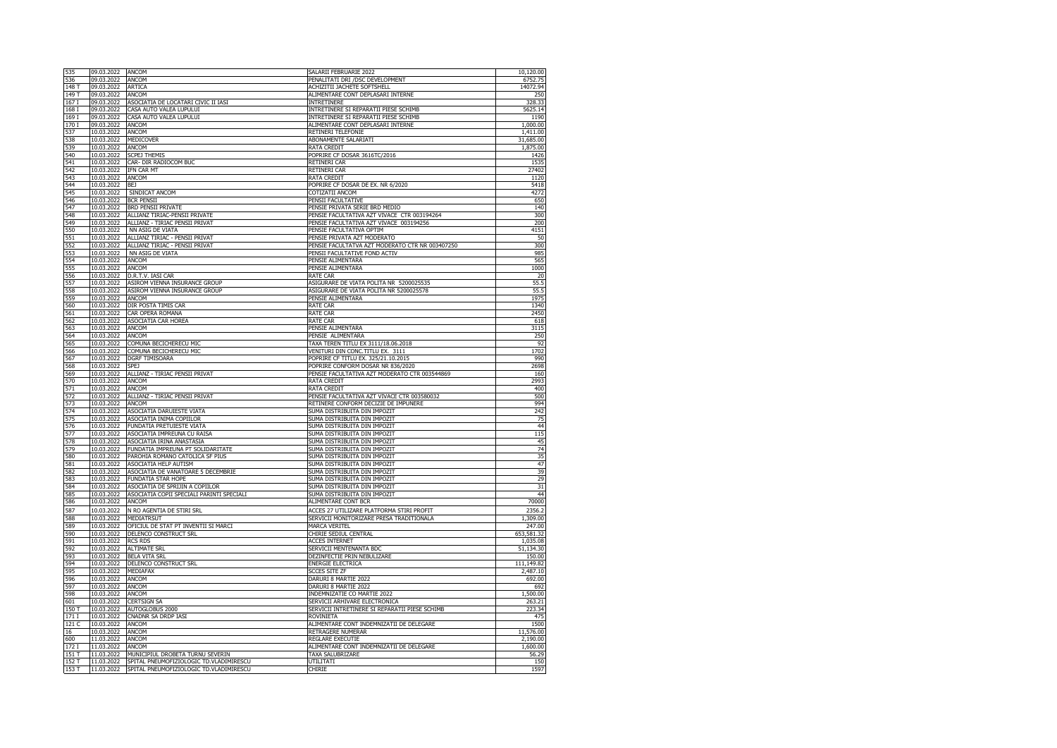| | | | | |
|---|---|---|---|---|
| 535 | 09.03.2022 | ANCOM | SALARII FEBRUARIE 2022 | 10,120.00 |
| 536 | 09.03.2022 | ANCOM | PENALITATI DRI /DSC DEVELOPMENT | 6752.75 |
| 148 T | 09.03.2022 | ARTICA | ACHIZITII JACHETE SOFTSHELL | 14072.94 |
| 149 T | 09.03.2022 | ANCOM | ALIMENTARE CONT DEPLASARI INTERNE | 250 |
| 167 I | 09.03.2022 | ASOCIATIA DE LOCATARI CIVIC II IASI | INTRETINERE | 328.33 |
| 168 I | 09.03.2022 | CASA AUTO VALEA LUPULUI | INTRETINERE SI REPARATII PIESE SCHIMB | 5625.14 |
| 169 I | 09.03.2022 | CASA AUTO VALEA LUPULUI | INTRETINERE SI REPARATII PIESE SCHIMB | 1190 |
| 170 I | 09.03.2022 | ANCOM | ALIMENTARE CONT DEPLASARI INTERNE | 1,000.00 |
| 537 | 10.03.2022 | ANCOM | RETINERI TELEFONIE | 1,411.00 |
| 538 | 10.03.2022 | MEDICOVER | ABONAMENTE SALARIATI | 31,685.00 |
| 539 | 10.03.2022 | ANCOM | RATA CREDIT | 1,875.00 |
| 540 | 10.03.2022 | SCPEJ THEMIS | POPRIRE CF DOSAR 3616TC/2016 | 1426 |
| 541 | 10.03.2022 | CAR- DIR RADIOCOM BUC | RETINERI CAR | 1535 |
| 542 | 10.03.2022 | IFN CAR MT | RETINERI CAR | 27402 |
| 543 | 10.03.2022 | ANCOM | RATA CREDIT | 1120 |
| 544 | 10.03.2022 | BEJ | POPRIRE CF DOSAR DE EX. NR 6/2020 | 5418 |
| 545 | 10.03.2022 | SINDICAT ANCOM | COTIZATII ANCOM | 4272 |
| 546 | 10.03.2022 | BCR PENSII | PENSII FACULTATIVE | 650 |
| 547 | 10.03.2022 | BRD PENSII PRIVATE | PENSIE PRIVATA SERIE BRD MEDIO | 140 |
| 548 | 10.03.2022 | ALLIANZ TIRIAC-PENSII PRIVATE | PENSIE FACULTATIVA AZT VIVACE CTR 003194264 | 300 |
| 549 | 10.03.2022 | ALLIANZ - TIRIAC PENSII PRIVAT | PENSIE FACULTATIVA AZT VIVACE 003194256 | 200 |
| 550 | 10.03.2022 | NN ASIG DE VIATA | PENSIE FACULTATIVA OPTIM | 4151 |
| 551 | 10.03.2022 | ALLIANZ TIRIAC - PENSII PRIVAT | PENSIE PRIVATA AZT MODERATO | 50 |
| 552 | 10.03.2022 | ALLIANZ TIRIAC - PENSII PRIVAT | PENSIE FACULTATVA AZT MODERATO CTR NR 003407250 | 300 |
| 553 | 10.03.2022 | NN ASIG DE VIATA | PENSII FACULTATIVE FOND ACTIV | 985 |
| 554 | 10.03.2022 | ANCOM | PENSIE ALIMENTARA | 565 |
| 555 | 10.03.2022 | ANCOM | PENSIE ALIMENTARA | 1000 |
| 556 | 10.03.2022 | D.R.T.V. IASI CAR | RATE CAR | 20 |
| 557 | 10.03.2022 | ASIROM VIENNA INSURANCE GROUP | ASIGURARE DE VIATA POLITA NR 5200025535 | 55.5 |
| 558 | 10.03.2022 | ASIROM VIENNA INSURANCE GROUP | ASIGURARE DE VIATA POLITA NR 5200025578 | 55.5 |
| 559 | 10.03.2022 | ANCOM | PENSIE ALIMENTARA | 1975 |
| 560 | 10.03.2022 | DIR POSTA TIMIS CAR | RATE CAR | 1340 |
| 561 | 10.03.2022 | CAR OPERA ROMANA | RATE CAR | 2450 |
| 562 | 10.03.2022 | ASOCIATIA CAR HOREA | RATE CAR | 618 |
| 563 | 10.03.2022 | ANCOM | PENSIE ALIMENTARA | 3115 |
| 564 | 10.03.2022 | ANCOM | PENSIE ALIMENTARA | 250 |
| 565 | 10.03.2022 | COMUNA BECICHERECU MIC | TAXA TEREN TITLU EX 3111/18.06.2018 | 92 |
| 566 | 10.03.2022 | COMUNA BECICHERECU MIC | VENITURI DIN CONC.TITLU EX. 3111 | 1702 |
| 567 | 10.03.2022 | DGRF TIMISOARA | POPRIRE CF TITLU EX. 325/21.10.2015 | 990 |
| 568 | 10.03.2022 | SPEJ | POPRIRE CONFORM DOSAR NR 836/2020 | 2698 |
| 569 | 10.03.2022 | ALLIANZ - TIRIAC PENSII PRIVAT | PENSIE FACULTATIVA AZT MODERATO CTR 003544869 | 160 |
| 570 | 10.03.2022 | ANCOM | RATA CREDIT | 2993 |
| 571 | 10.03.2022 | ANCOM | RATA CREDIT | 400 |
| 572 | 10.03.2022 | ALLIANZ - TIRIAC PENSII PRIVAT | PENSIE FACULTATIVA AZT VIVACE CTR 003580032 | 500 |
| 573 | 10.03.2022 | ANCOM | RETINERE CONFORM DECIZIE DE IMPUNERE | 994 |
| 574 | 10.03.2022 | ASOCIATIA DARUIESTE VIATA | SUMA DISTRIBUITA DIN IMPOZIT | 242 |
| 575 | 10.03.2022 | ASOCIATIA INIMA COPIILOR | SUMA DISTRIBUITA DIN IMPOZIT | 75 |
| 576 | 10.03.2022 | FUNDATIA PRETUIESTE VIATA | SUMA DISTRIBUITA DIN IMPOZIT | 44 |
| 577 | 10.03.2022 | ASOCIATIA IMPREUNA CU RAISA | SUMA DISTRIBUITA DIN IMPOZIT | 115 |
| 578 | 10.03.2022 | ASOCIATIA IRINA ANASTASIA | SUMA DISTRIBUITA DIN IMPOZIT | 45 |
| 579 | 10.03.2022 | FUNDATIA IMPREUNA PT SOLIDARITATE | SUMA DISTRIBUITA DIN IMPOZIT | 74 |
| 580 | 10.03.2022 | PAROHIA ROMANO CATOLICA SF PIUS | SUMA DISTRIBUITA DIN IMPOZIT | 35 |
| 581 | 10.03.2022 | ASOCIATIA HELP AUTISM | SUMA DISTRIBUITA DIN IMPOZIT | 47 |
| 582 | 10.03.2022 | ASOCIATIA DE VANATOARE 5 DECEMBRIE | SUMA DISTRIBUITA DIN IMPOZIT | 39 |
| 583 | 10.03.2022 | FUNDATIA STAR HOPE | SUMA DISTRIBUITA DIN IMPOZIT | 29 |
| 584 | 10.03.2022 | ASOCIATIA DE SPRIJIN A COPIILOR | SUMA DISTRIBUITA DIN IMPOZIT | 31 |
| 585 | 10.03.2022 | ASOCIATIA COPII SPECIALI PARINTI SPECIALI | SUMA DISTRIBUITA DIN IMPOZIT | 44 |
| 586 | 10.03.2022 | ANCOM | ALIMENTARE CONT BCR | 70000 |
| 587 | 10.03.2022 | N RO AGENTIA DE STIRI SRL | ACCES 27 UTILIZARE PLATFORMA STIRI PROFIT | 2356.2 |
| 588 | 10.03.2022 | MEDIATRSUT | SERVICII MONITORIZARE PRESA TRADITIONALA | 1,309.00 |
| 589 | 10.03.2022 | OFICIUL DE STAT PT INVENTII SI MARCI | MARCA VERITEL | 247.00 |
| 590 | 10.03.2022 | DELENCO CONSTRUCT SRL | CHIRIE SEDIUL CENTRAL | 653,581.32 |
| 591 | 10.03.2022 | RCS RDS | ACCES INTERNET | 1,035.08 |
| 592 | 10.03.2022 | ALTIMATE SRL | SERVICII MENTENANTA BDC | 51,134.30 |
| 593 | 10.03.2022 | BELA VITA SRL | DEZINFECTIE PRIN NEBULIZARE | 150.00 |
| 594 | 10.03.2022 | DELENCO CONSTRUCT SRL | ENERGIE ELECTRICA | 111,149.82 |
| 595 | 10.03.2022 | MEDIAFAX | SCCES SITE ZF | 2,487.10 |
| 596 | 10.03.2022 | ANCOM | DARURI 8 MARTIE 2022 | 692.00 |
| 597 | 10.03.2022 | ANCOM | DARURI 8 MARTIE 2022 | 692 |
| 598 | 10.03.2022 | ANCOM | INDEMNIZATIE CO MARTIE 2022 | 1,500.00 |
| 601 | 10.03.2022 | CERTSIGN SA | SERVICII ARHIVARE ELECTRONICA | 263.21 |
| 150 T | 10.03.2022 | AUTOGLOBUS 2000 | SERVICII INTRETINERE SI REPARATII PIESE SCHIMB | 223.34 |
| 171 I | 10.03.2022 | CNADNR SA DRDP IASI | ROVINIETA | 475 |
| 121 C | 10.03.2022 | ANCOM | ALIMENTARE CONT INDEMNIZATII DE DELEGARE | 1500 |
| 16 | 10.03.2022 | ANCOM | RETRAGERE NUMERAR | 11,576.00 |
| 600 | 11.03.2022 | ANCOM | REGLARE EXECUTIE | 2,190.00 |
| 172 I | 11.03.2022 | ANCOM | ALIMENTARE CONT INDEMNIZATII DE DELEGARE | 1,600.00 |
| 151 T | 11.03.2022 | MUNICIPIUL DROBETA TURNU SEVERIN | TAXA SALUBRIZARE | 56.29 |
| 152 T | 11.03.2022 | SPITAL PNEUMOFIZIOLOGIC TD.VLADIMIRESCU | UTILITATI | 150 |
| 153 T | 11.03.2022 | SPITAL PNEUMOFIZIOLOGIC TD.VLADIMIRESCU | CHIRIE | 1597 |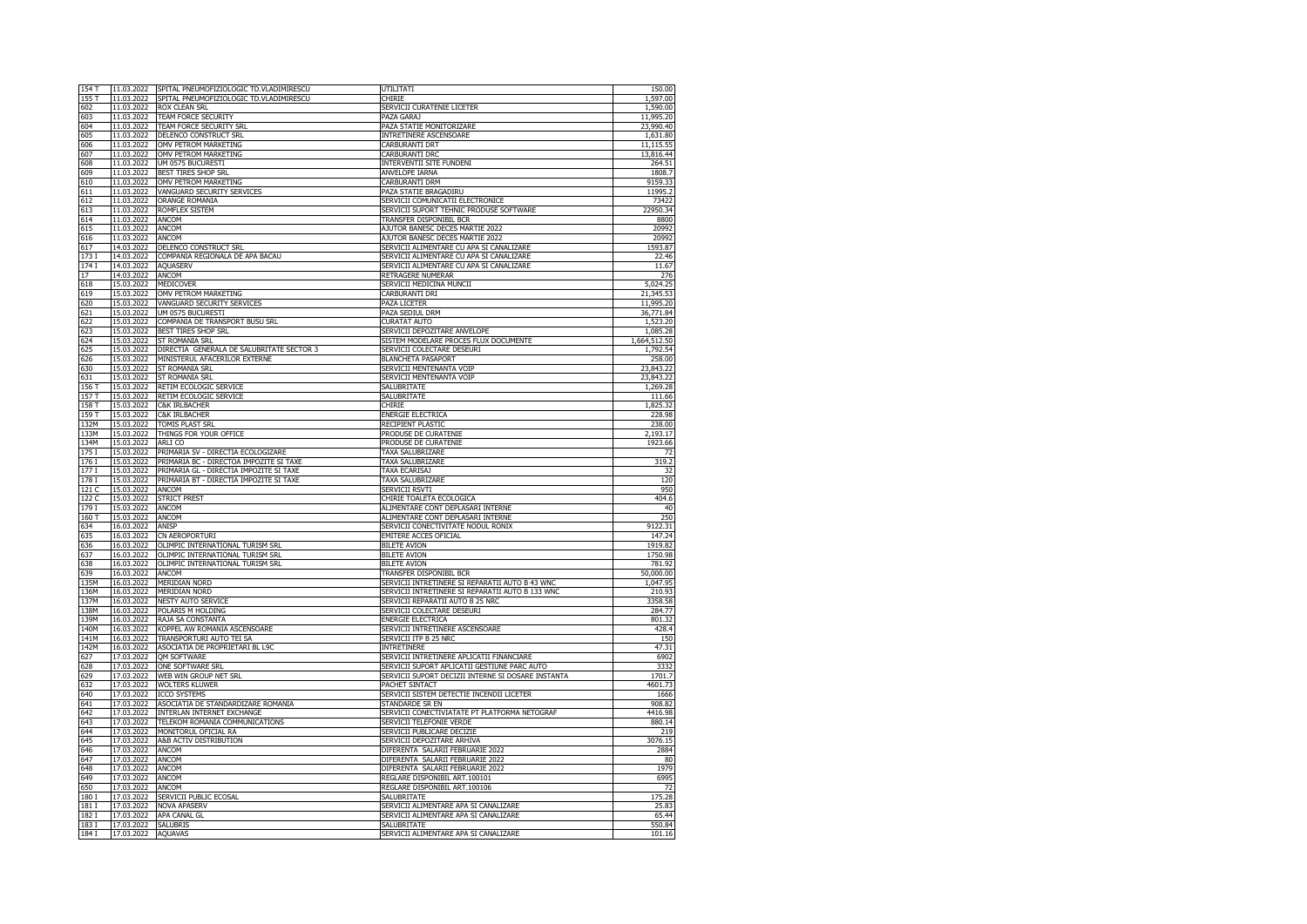| | | | | |
|---|---|---|---|---|
| 154 T | 11.03.2022 | SPITAL PNEUMOFIZIOLOGIC TD.VLADIMIRESCU | UTILITATI | 150.00 |
| 155 T | 11.03.2022 | SPITAL PNEUMOFIZIOLOGIC TD.VLADIMIRESCU | CHIRIE | 1,597.00 |
| 602 | 11.03.2022 | ROX CLEAN SRL | SERVICII CURATENIE LICETER | 1,590.00 |
| 603 | 11.03.2022 | TEAM FORCE SECURITY | PAZA GARAJ | 11,995.20 |
| 604 | 11.03.2022 | TEAM FORCE SECURITY SRL | PAZA STATIE MONITORIZARE | 23,990.40 |
| 605 | 11.03.2022 | DELENCO CONSTRUCT SRL | INTRETINERE ASCENSOARE | 1,631.80 |
| 606 | 11.03.2022 | OMV PETROM MARKETING | CARBURANTI DRT | 11,115.55 |
| 607 | 11.03.2022 | OMV PETROM MARKETING | CARBURANTI DRC | 13,816.44 |
| 608 | 11.03.2022 | UM 0575 BUCURESTI | INTERVENTII SITE FUNDENI | 264.51 |
| 609 | 11.03.2022 | BEST TIRES SHOP SRL | ANVELOPE IARNA | 1808.7 |
| 610 | 11.03.2022 | OMV PETROM MARKETING | CARBURANTI DRM | 9159.33 |
| 611 | 11.03.2022 | VANGUARD SECURITY SERVICES | PAZA STATIE BRAGADIRU | 11995.2 |
| 612 | 11.03.2022 | ORANGE ROMANIA | SERVICII COMUNICATII ELECTRONICE | 73422 |
| 613 | 11.03.2022 | ROMFLEX SISTEM | SERVICII SUPORT TEHNIC PRODUSE SOFTWARE | 22950.34 |
| 614 | 11.03.2022 | ANCOM | TRANSFER DISPONIBIL BCR | 8800 |
| 615 | 11.03.2022 | ANCOM | AJUTOR BANESC DECES MARTIE 2022 | 20992 |
| 616 | 11.03.2022 | ANCOM | AJUTOR BANESC DECES MARTIE 2022 | 20992 |
| 617 | 14.03.2022 | DELENCO CONSTRUCT SRL | SERVICII ALIMENTARE CU APA SI CANALIZARE | 1593.87 |
| 173 I | 14.03.2022 | COMPANIA REGIONALA DE APA BACAU | SERVICII ALIMENTARE CU APA SI CANALIZARE | 22.46 |
| 174 I | 14.03.2022 | AQUASERV | SERVICII ALIMENTARE CU APA SI CANALIZARE | 11.67 |
| 17 | 14.03.2022 | ANCOM | RETRAGERE NUMERAR | 276 |
| 618 | 15.03.2022 | MEDICOVER | SERVICII MEDICINA MUNCII | 5,024.25 |
| 619 | 15.03.2022 | OMV PETROM MARKETING | CARBURANTI DRI | 21,345.53 |
| 620 | 15.03.2022 | VANGUARD SECURITY SERVICES | PAZA LICETER | 11,995.20 |
| 621 | 15.03.2022 | UM 0575 BUCURESTI | PAZA SEDIUL DRM | 36,771.84 |
| 622 | 15.03.2022 | COMPANIA DE TRANSPORT BUSU SRL | CURATAT AUTO | 1,523.20 |
| 623 | 15.03.2022 | BEST TIRES SHOP SRL | SERVICII DEPOZITARE ANVELOPE | 1,085.28 |
| 624 | 15.03.2022 | ST ROMANIA SRL | SISTEM MODELARE PROCES FLUX DOCUMENTE | 1,664,512.50 |
| 625 | 15.03.2022 | DIRECTIA GENERALA DE SALUBRITATE SECTOR 3 | SERVICII COLECTARE DESEURI | 1,792.54 |
| 626 | 15.03.2022 | MINISTERUL AFACERILOR EXTERNE | BLANCHETA PASAPORT | 258.00 |
| 630 | 15.03.2022 | ST ROMANIA SRL | SERVICII MENTENANTA VOIP | 23,843.22 |
| 631 | 15.03.2022 | ST ROMANIA SRL | SERVICII MENTENANTA VOIP | 23,843.22 |
| 156 T | 15.03.2022 | RETIM ECOLOGIC SERVICE | SALUBRITATE | 1,269.28 |
| 157 T | 15.03.2022 | RETIM ECOLOGIC SERVICE | SALUBRITATE | 111.66 |
| 158 T | 15.03.2022 | C&K IRLBACHER | CHIRIE | 1,825.32 |
| 159 T | 15.03.2022 | C&K IRLBACHER | ENERGIE ELECTRICA | 228.98 |
| 132M | 15.03.2022 | TOMIS PLAST SRL | RECIPIENT PLASTIC | 238.00 |
| 133M | 15.03.2022 | THINGS FOR YOUR OFFICE | PRODUSE DE CURATENIE | 2,193.17 |
| 134M | 15.03.2022 | ARLI CO | PRODUSE DE CURATENIE | 1923.66 |
| 175 I | 15.03.2022 | PRIMARIA SV - DIRECTIA ECOLOGIZARE | TAXA SALUBRIZARE | 72 |
| 176 I | 15.03.2022 | PRIMARIA BC - DIRECTOA IMPOZITE SI TAXE | TAXA SALUBRIZARE | 319.2 |
| 177 I | 15.03.2022 | PRIMARIA GL - DIRECTIA IMPOZITE SI TAXE | TAXA ECARISAJ | 32 |
| 178 I | 15.03.2022 | PRIMARIA BT - DIRECTIA IMPOZITE SI TAXE | TAXA SALUBRIZARE | 120 |
| 121 C | 15.03.2022 | ANCOM | SERVICII RSVTI | 950 |
| 122 C | 15.03.2022 | STRICT PREST | CHIRIE TOALETA ECOLOGICA | 404.6 |
| 179 I | 15.03.2022 | ANCOM | ALIMENTARE CONT DEPLASARI INTERNE | 40 |
| 160 T | 15.03.2022 | ANCOM | ALIMENTARE CONT DEPLASARI INTERNE | 250 |
| 634 | 16.03.2022 | ANISP | SERVICII CONECTIVITATE NODUL RONIX | 9122.31 |
| 635 | 16.03.2022 | CN AEROPORTURI | EMITERE ACCES OFICIAL | 147.24 |
| 636 | 16.03.2022 | OLIMPIC INTERNATIONAL TURISM SRL | BILETE AVION | 1919.82 |
| 637 | 16.03.2022 | OLIMPIC INTERNATIONAL TURISM SRL | BILETE AVION | 1750.98 |
| 638 | 16.03.2022 | OLIMPIC INTERNATIONAL TURISM SRL | BILETE AVION | 781.92 |
| 639 | 16.03.2022 | ANCOM | TRANSFER DISPONIBIL BCR | 50,000.00 |
| 135M | 16.03.2022 | MERIDIAN NORD | SERVICII INTRETINERE SI REPARATII AUTO B 43 WNC | 1,047.95 |
| 136M | 16.03.2022 | MERIDIAN NORD | SERVICII INTRETINERE SI REPARATII AUTO B 133 WNC | 210.93 |
| 137M | 16.03.2022 | NESTY AUTO SERVICE | SERVICII REPARATII AUTO B 25 NRC | 3358.58 |
| 138M | 16.03.2022 | POLARIS M HOLDING | SERVICII COLECTARE DESEURI | 284.77 |
| 139M | 16.03.2022 | RAJA SA CONSTANTA | ENERGIE ELECTRICA | 801.32 |
| 140M | 16.03.2022 | KOPPEL AW ROMANIA ASCENSOARE | SERVICII INTRETINERE ASCENSOARE | 428.4 |
| 141M | 16.03.2022 | TRANSPORTURI AUTO TEI SA | SERVICII ITP B 25 NRC | 150 |
| 142M | 16.03.2022 | ASOCIATIA DE PROPRIETARI BL L9C | INTRETINERE | 47.31 |
| 627 | 17.03.2022 | QM SOFTWARE | SERVICII INTRETINERE APLICATII FINANCIARE | 6902 |
| 628 | 17.03.2022 | ONE SOFTWARE SRL | SERVICII SUPORT APLICATII GESTIUNE PARC AUTO | 3332 |
| 629 | 17.03.2022 | WEB WIN GROUP NET SRL | SERVICII SUPORT DECIZII INTERNE SI DOSARE INSTANTA | 1701.7 |
| 632 | 17.03.2022 | WOLTERS KLUWER | PACHET SINTACT | 4601.73 |
| 640 | 17.03.2022 | ICCO SYSTEMS | SERVICII SISTEM DETECTIE INCENDII LICETER | 1666 |
| 641 | 17.03.2022 | ASOCIATIA DE STANDARDIZARE ROMANIA | STANDARDE SR EN | 908.82 |
| 642 | 17.03.2022 | INTERLAN INTERNET EXCHANGE | SERVICII CONECTIVIATATE PT PLATFORMA NETOGRAF | 4416.98 |
| 643 | 17.03.2022 | TELEKOM ROMANIA COMMUNICATIONS | SERVICII TELEFONIE VERDE | 880.14 |
| 644 | 17.03.2022 | MONITORUL OFICIAL RA | SERVICII PUBLICARE DECIZIE | 219 |
| 645 | 17.03.2022 | A&B ACTIV DISTRIBUTION | SERVICII DEPOZITARE ARHIVA | 3076.15 |
| 646 | 17.03.2022 | ANCOM | DIFERENTA SALARII FEBRUARIE 2022 | 2884 |
| 647 | 17.03.2022 | ANCOM | DIFERENTA SALARII FEBRUARIE 2022 | 80 |
| 648 | 17.03.2022 | ANCOM | DIFERENTA SALARII FEBRUARIE 2022 | 1979 |
| 649 | 17.03.2022 | ANCOM | REGLARE DISPONIBIL ART.100101 | 6995 |
| 650 | 17.03.2022 | ANCOM | REGLARE DISPONIBIL ART.100106 | 72 |
| 180 I | 17.03.2022 | SERVICII PUBLIC ECOSAL | SALUBRITATE | 175.28 |
| 181 I | 17.03.2022 | NOVA APASERV | SERVICII ALIMENTARE APA SI CANALIZARE | 25.83 |
| 182 I | 17.03.2022 | APA CANAL GL | SERVICII ALIMENTARE APA SI CANALIZARE | 65.44 |
| 183 I | 17.03.2022 | SALUBRIS | SALUBRITATE | 550.84 |
| 184 I | 17.03.2022 | AQUAVAS | SERVICII ALIMENTARE APA SI CANALIZARE | 101.16 |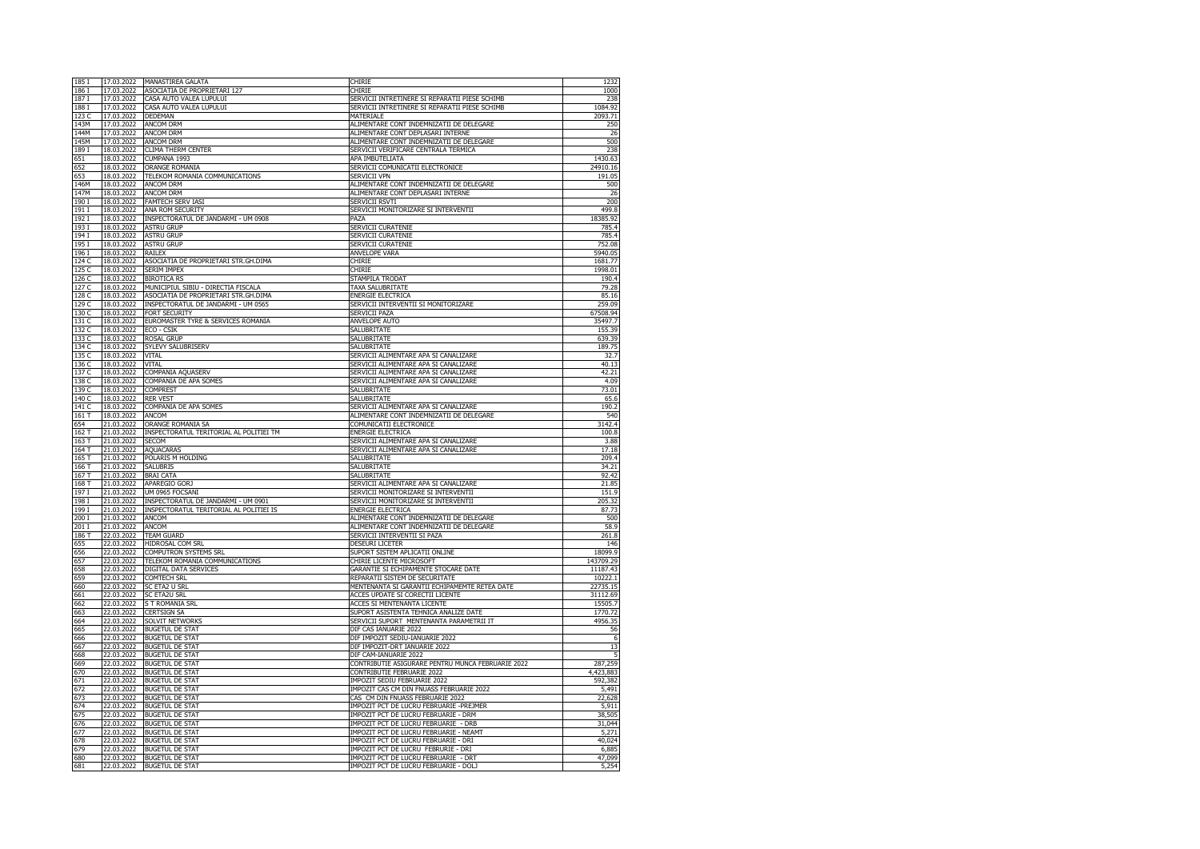| | | | | |
|---|---|---|---|---|
| 185 I | 17.03.2022 | MANASTIREA GALATA | CHIRIE | 1232 |
| 186 I | 17.03.2022 | ASOCIATIA DE PROPRIETARI 127 | CHIRIE | 1000 |
| 187 I | 17.03.2022 | CASA AUTO VALEA LUPULUI | SERVICII INTRETINERE SI REPARATII PIESE SCHIMB | 238 |
| 188 I | 17.03.2022 | CASA AUTO VALEA LUPULUI | SERVICII INTRETINERE SI REPARATII PIESE SCHIMB | 1084.92 |
| 123 C | 17.03.2022 | DEDEMAN | MATERIALE | 2093.71 |
| 143M | 17.03.2022 | ANCOM DRM | ALIMENTARE CONT INDEMNIZATII DE DELEGARE | 250 |
| 144M | 17.03.2022 | ANCOM DRM | ALIMENTARE CONT DEPLASARI INTERNE | 26 |
| 145M | 17.03.2022 | ANCOM DRM | ALIMENTARE CONT INDEMNIZATII DE DELEGARE | 500 |
| 189 I | 18.03.2022 | CLIMA THERM CENTER | SERVICII VERIFICARE CENTRALA TERMICA | 238 |
| 651 | 18.03.2022 | CUMPANA 1993 | APA IMBUTELIATA | 1430.63 |
| 652 | 18.03.2022 | ORANGE ROMANIA | SERVICII COMUNICATII ELECTRONICE | 24910.16 |
| 653 | 18.03.2022 | TELEKOM ROMANIA COMMUNICATIONS | SERVICII VPN | 191.05 |
| 146M | 18.03.2022 | ANCOM DRM | ALIMENTARE CONT INDEMNIZATII DE DELEGARE | 500 |
| 147M | 18.03.2022 | ANCOM DRM | ALIMENTARE CONT DEPLASARI INTERNE | 26 |
| 190 I | 18.03.2022 | FAMTECH SERV IASI | SERVICII RSVTI | 200 |
| 191 I | 18.03.2022 | ANA ROM SECURITY | SERVICII MONITORIZARE SI INTERVENTII | 499.8 |
| 192 I | 18.03.2022 | INSPECTORATUL DE JANDARMI - UM 0908 | PAZA | 18385.92 |
| 193 I | 18.03.2022 | ASTRU GRUP | SERVICII CURATENIE | 785.4 |
| 194 I | 18.03.2022 | ASTRU GRUP | SERVICII CURATENIE | 785.4 |
| 195 I | 18.03.2022 | ASTRU GRUP | SERVICII CURATENIE | 752.08 |
| 196 I | 18.03.2022 | RAILEX | ANVELOPE VARA | 5940.05 |
| 124 C | 18.03.2022 | ASOCIATIA DE PROPRIETARI STR.GH.DIMA | CHIRIE | 1681.77 |
| 125 C | 18.03.2022 | SERIM IMPEX | CHIRIE | 1998.01 |
| 126 C | 18.03.2022 | BIROTICA RS | STAMPILA TRODAT | 190.4 |
| 127 C | 18.03.2022 | MUNICIPIUL SIBIU - DIRECTIA FISCALA | TAXA SALUBRITATE | 79.28 |
| 128 C | 18.03.2022 | ASOCIATIA DE PROPRIETARI STR.GH.DIMA | ENERGIE ELECTRICA | 85.16 |
| 129 C | 18.03.2022 | INSPECTORATUL DE JANDARMI - UM 0565 | SERVICII INTERVENTII SI MONITORIZARE | 259.09 |
| 130 C | 18.03.2022 | FORT SECURITY | SERVICII PAZA | 67508.94 |
| 131 C | 18.03.2022 | EUROMASTER TYRE & SERVICES ROMANIA | ANVELOPE AUTO | 35497.7 |
| 132 C | 18.03.2022 | ECO - CSIK | SALUBRITATE | 155.39 |
| 133 C | 18.03.2022 | ROSAL GRUP | SALUBRITATE | 639.39 |
| 134 C | 18.03.2022 | SYLEVY SALUBRISERV | SALUBRITATE | 189.75 |
| 135 C | 18.03.2022 | VITAL | SERVICII ALIMENTARE APA SI CANALIZARE | 32.7 |
| 136 C | 18.03.2022 | VITAL | SERVICII ALIMENTARE APA SI CANALIZARE | 40.13 |
| 137 C | 18.03.2022 | COMPANIA AQUASERV | SERVICII ALIMENTARE APA SI CANALIZARE | 42.21 |
| 138 C | 18.03.2022 | COMPANIA DE APA SOMES | SERVICII ALIMENTARE APA SI CANALIZARE | 4.09 |
| 139 C | 18.03.2022 | COMPREST | SALUBRITATE | 73.01 |
| 140 C | 18.03.2022 | RER VEST | SALUBRITATE | 65.6 |
| 141 C | 18.03.2022 | COMPANIA DE APA SOMES | SERVICII ALIMENTARE APA SI CANALIZARE | 190.2 |
| 161 T | 18.03.2022 | ANCOM | ALIMENTARE CONT INDEMNIZATII DE DELEGARE | 540 |
| 654 | 21.03.2022 | ORANGE ROMANIA SA | COMUNICATII ELECTRONICE | 3142.4 |
| 162 T | 21.03.2022 | INSPECTORATUL TERITORIAL AL POLITIEI TM | ENERGIE ELECTRICA | 100.8 |
| 163 T | 21.03.2022 | SECOM | SERVICII ALIMENTARE APA SI CANALIZARE | 3.88 |
| 164 T | 21.03.2022 | AQUACARAS | SERVICII ALIMENTARE APA SI CANALIZARE | 17.18 |
| 165 T | 21.03.2022 | POLARIS M HOLDING | SALUBRITATE | 209.4 |
| 166 T | 21.03.2022 | SALUBRIS | SALUBRITATE | 34.21 |
| 167 T | 21.03.2022 | BRAI CATA | SALUBRITATE | 92.42 |
| 168 T | 21.03.2022 | APAREGIO GORJ | SERVICII ALIMENTARE APA SI CANALIZARE | 21.85 |
| 197 I | 21.03.2022 | UM 0965 FOCSANI | SERVICII MONITORIZARE SI INTERVENTII | 151.9 |
| 198 I | 21.03.2022 | INSPECTORATUL DE JANDARMI - UM 0901 | SERVICII MONITORIZARE SI INTERVENTII | 205.32 |
| 199 I | 21.03.2022 | INSPECTORATUL TERITORIAL AL POLITIEI IS | ENERGIE ELECTRICA | 87.73 |
| 200 I | 21.03.2022 | ANCOM | ALIMENTARE CONT INDEMNIZATII DE DELEGARE | 500 |
| 201 I | 21.03.2022 | ANCOM | ALIMENTARE CONT INDEMNIZATII DE DELEGARE | 58.9 |
| 186 T | 22.03.2022 | TEAM GUARD | SERVICII INTERVENTII SI PAZA | 261.8 |
| 655 | 22.03.2022 | HIDROSAL COM SRL | DESEURI LICETER | 146 |
| 656 | 22.03.2022 | COMPUTRON SYSTEMS SRL | SUPORT SISTEM APLICATII ONLINE | 18099.9 |
| 657 | 22.03.2022 | TELEKOM ROMANIA COMMUNICATIONS | CHIRIE LICENTE MICROSOFT | 143709.29 |
| 658 | 22.03.2022 | DIGITAL DATA SERVICES | GARANTIE SI ECHIPAMENTE STOCARE DATE | 11187.43 |
| 659 | 22.03.2022 | COMTECH SRL | REPARATII SISTEM DE SECURITATE | 10222.1 |
| 660 | 22.03.2022 | SC ETA2 U SRL | MENTENANTA SI GARANTII ECHIPAMEMTE RETEA DATE | 22735.15 |
| 661 | 22.03.2022 | SC ETA2U SRL | ACCES UPDATE SI CORECTII LICENTE | 31112.69 |
| 662 | 22.03.2022 | S T ROMANIA SRL | ACCES SI MENTENANTA LICENTE | 15505.7 |
| 663 | 22.03.2022 | CERTSIGN SA | SUPORT ASISTENTA TEHNICA ANALIZE DATE | 1770.72 |
| 664 | 22.03.2022 | SOLVIT NETWORKS | SERVICII SUPORT MENTENANTA PARAMETRII IT | 4956.35 |
| 665 | 22.03.2022 | BUGETUL DE STAT | DIF CAS IANUARIE 2022 | 56 |
| 666 | 22.03.2022 | BUGETUL DE STAT | DIF IMPOZIT SEDIU-IANUARIE 2022 | 6 |
| 667 | 22.03.2022 | BUGETUL DE STAT | DIF IMPOZIT-DRT IANUARIE 2022 | 13 |
| 668 | 22.03.2022 | BUGETUL DE STAT | DIF CAM-IANUARIE 2022 | 5 |
| 669 | 22.03.2022 | BUGETUL DE STAT | CONTRIBUTIE ASIGURARE PENTRU MUNCA FEBRUARIE 2022 | 287,259 |
| 670 | 22.03.2022 | BUGETUL DE STAT | CONTRIBUTIE FEBRUARIE 2022 | 4,423,883 |
| 671 | 22.03.2022 | BUGETUL DE STAT | IMPOZIT SEDIU FEBRUARIE 2022 | 592,382 |
| 672 | 22.03.2022 | BUGETUL DE STAT | IMPOZIT CAS CM DIN FNUASS FEBRUARIE 2022 | 5,491 |
| 673 | 22.03.2022 | BUGETUL DE STAT | CAS CM DIN FNUASS FEBRUARIE 2022 | 22,628 |
| 674 | 22.03.2022 | BUGETUL DE STAT | IMPOZIT PCT DE LUCRU FEBRUARIE -PREJMER | 5,911 |
| 675 | 22.03.2022 | BUGETUL DE STAT | IMPOZIT PCT DE LUCRU FEBRUARIE - DRM | 38,505 |
| 676 | 22.03.2022 | BUGETUL DE STAT | IMPOZIT PCT DE LUCRU FEBRUARIE - DRB | 31,044 |
| 677 | 22.03.2022 | BUGETUL DE STAT | IMPOZIT PCT DE LUCRU FEBRUARIE - NEAMT | 5,271 |
| 678 | 22.03.2022 | BUGETUL DE STAT | IMPOZIT PCT DE LUCRU FEBRUARIE - DRI | 40,024 |
| 679 | 22.03.2022 | BUGETUL DE STAT | IMPOZIT PCT DE LUCRU FEBRURIE - DRI | 6,885 |
| 680 | 22.03.2022 | BUGETUL DE STAT | IMPOZIT PCT DE LUCRU FEBRUARIE - DRT | 47,099 |
| 681 | 22.03.2022 | BUGETUL DE STAT | IMPOZIT PCT DE LUCRU FEBRUARIE - DOLJ | 5,254 |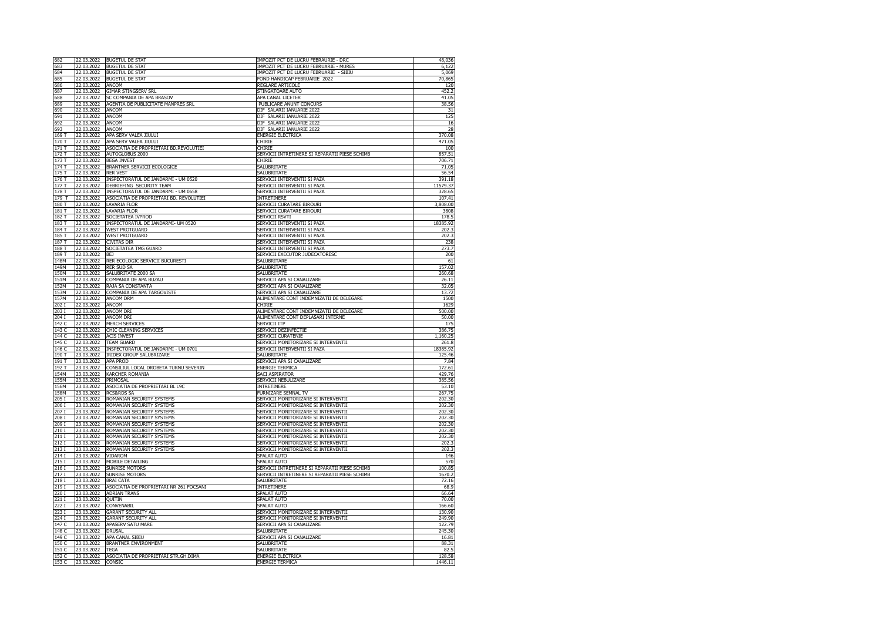| 682 | 22.03.2022 | BUGETUL DE STAT | IMPOZIT PCT DE LUCRU FEBRAURIE - DRC | 48,036 |
|---|---|---|---|---|
| 683 | 22.03.2022 | BUGETUL DE STAT | IMPOZIT PCT DE LUCRU FEBRUARIE - MURES | 6,122 |
| 684 | 22.03.2022 | BUGETUL DE STAT | IMPOZIT PCT DE LUCRU FEBRUARIE - SIBIU | 5,069 |
| 685 | 22.03.2022 | BUGETUL DE STAT | FOND HANDICAP FEBRUARIE 2022 | 70,865 |
| 686 | 22.03.2022 | ANCOM | REGLARE ARTICOLE | 120 |
| 687 | 22.03.2022 | GIMAR STINGSERV SRL | STINGATOARE AUTO | 452.2 |
| 688 | 22.03.2022 | SC COMPANIA DE APA BRASOV | APA CANAL LICETER | 41.05 |
| 689 | 22.03.2022 | AGENTIA DE PUBLICITATE MANPRES SRL | PUBLICARE ANUNT CONCURS | 38.56 |
| 690 | 22.03.2022 | ANCOM | DIF SALARII IANUARIE 2022 | 31 |
| 691 | 22.03.2022 | ANCOM | DIF SALARII IANUARIE 2022 | 125 |
| 692 | 22.03.2022 | ANCOM | DIF SALARII IANUARIE 2022 | 16 |
| 693 | 22.03.2022 | ANCOM | DIF SALARII IANUARIE 2022 | 28 |
| 169 T | 22.03.2022 | APA SERV VALEA JIULUI | ENERGIE ELECTRICA | 370.08 |
| 170 T | 22.03.2022 | APA SERV VALEA JIULUI | CHIRIE | 471.05 |
| 171 T | 22.03.2022 | ASOCIATIA DE PROPRIETARI BD.REVOLUTIEI | CHIRIE | 100 |
| 172 T | 22.03.2022 | AUTOGLOBUS 2000 | SERVICII INTRETINERE SI REPARATII PIESE SCHIMB | 857.51 |
| 173 T | 22.03.2022 | BEGA INVEST | CHIRIE | 706.71 |
| 174 T | 22.03.2022 | BRANTNER SERVICII ECOLOGICE | SALUBRITATE | 71.05 |
| 175 T | 22.03.2022 | RER VEST | SALUBRITATE | 56.54 |
| 176 T | 22.03.2022 | INSPECTORATUL DE JANDARMI - UM 0520 | SERVICII INTERVENTII SI PAZA | 391.18 |
| 177 T | 22.03.2022 | DEBRIEFING SECURITY TEAM | SERVICII INTERVENTII SI PAZA | 11579.37 |
| 178 T | 22.03.2022 | INSPECTORATUL DE JANDARMI - UM 0658 | SERVICII INTERVENTII SI PAZA | 328.65 |
| 179 T | 22.03.2022 | ASOCIATIA DE PROPRIETARI BD. REVOLUTIEI | INTRETINERE | 107.41 |
| 180 T | 22.03.2022 | LAVARIA FLOR | SERVICII CURATARE BIROURI | 3,808.00 |
| 181 T | 22.03.2022 | LAVARIA FLOR | SERVICII CURATARE BIROURI | 3808 |
| 182 T | 22.03.2022 | SOCIETATEA IVPROD | SERVICII RSVTI | 178.5 |
| 183 T | 22.03.2022 | INSPECTORATUL DE JANDARMI- UM 0520 | SERVICII INTERVENTII SI PAZA | 18385.92 |
| 184 T | 22.03.2022 | WEST PROTGUARD | SERVICII INTERVENTII SI PAZA | 202.3 |
| 185 T | 22.03.2022 | WEST PROTGUARD | SERVICII INTERVENTII SI PAZA | 202.3 |
| 187 T | 22.03.2022 | CIVITAS DIR | SERVICII INTERVENTII SI PAZA | 238 |
| 188 T | 22.03.2022 | SOCIETATEA TMG GUARD | SERVICII INTERVENTII SI PAZA | 273.7 |
| 189 T | 22.03.2022 | BEJ | SERVICII EXECUTOR JUDECATORESC | 200 |
| 148M | 22.03.2022 | RER ECOLOGIC SERVICII BUCURESTI | SALUBRITARE | 61 |
| 149M | 22.03.2022 | RER SUD SA | SALUBRITATE | 157.02 |
| 150M | 22.03.2022 | SALUBRITATE 2000 SA | SALUBRITATE | 260.68 |
| 151M | 22.03.2022 | COMPANIA DE APA BUZAU | SERVICII APA SI CANALIZARE | 26.11 |
| 152M | 22.03.2022 | RAJA SA CONSTANTA | SERVICII APA SI CANALIZARE | 32.05 |
| 153M | 22.03.2022 | COMPANIA DE APA TARGOVISTE | SERVICII APA SI CANALIZARE | 13.72 |
| 157M | 22.03.2022 | ANCOM DRM | ALIMENTARE CONT INDEMNIZATII DE DELEGARE | 1500 |
| 202 I | 22.03.2022 | ANCOM | CHIRIE | 1629 |
| 203 I | 22.03.2022 | ANCOM DRI | ALIMENTARE CONT INDEMNIZATII DE DELEGARE | 500.00 |
| 204 I | 22.03.2022 | ANCOM DRI | ALIMENTARE CONT DEPLASARI INTERNE | 50.00 |
| 142 C | 22.03.2022 | MERCH SERVICES | SERVICII ITP | 175 |
| 143 C | 22.03.2022 | CHIC CLEANING SERVICES | SERVICII DEZINFECTIE | 386.75 |
| 144 C | 22.03.2022 | ACIS INVEST | SERVICII CURATENIE | 1,160.25 |
| 145 C | 22.03.2022 | TEAM GUARD | SERVICII MONITORIZARE SI INTERVENTII | 261.8 |
| 146 C | 22.03.2022 | INSPECTORATUL DE JANDARMI - UM 0701 | SERVICII INTERVENTII SI PAZA | 18385.92 |
| 190 T | 23.03.2022 | IRIDEX GROUP SALUBRIZARE | SALUBRITATE | 125.46 |
| 191 T | 23.03.2022 | APA PROD | SERVICII APA SI CANALIZARE | 7.84 |
| 192 T | 23.03.2022 | CONSILIUL LOCAL DROBETA TURNU SEVERIN | ENERGIE TERMICA | 172.61 |
| 154M | 23.03.2022 | KARCHER ROMANIA | SACI ASPIRATOR | 429.76 |
| 155M | 23.03.2022 | PRIMOSAL | SERVICII NEBULIZARE | 385.56 |
| 156M | 23.03.2022 | ASOCIATIA DE PROPRIETARI BL L9C | INTRETINERE | 53.10 |
| 158M | 23.03.2022 | RCS&RDS SA | FURNIZARE SEMNAL TV | 267.75 |
| 205 I | 23.03.2022 | ROMANIAN SECURITY SYSTEMS | SERVICII MONITORIZARE SI INTERVENTII | 202.30 |
| 206 I | 23.03.2022 | ROMANIAN SECURITY SYSTEMS | SERVICII MONITORIZARE SI INTERVENTII | 202.30 |
| 207 I | 23.03.2022 | ROMANIAN SECURITY SYSTEMS | SERVICII MONITORIZARE SI INTERVENTII | 202.30 |
| 208 I | 23.03.2022 | ROMANIAN SECURITY SYSTEMS | SERVICII MONITORIZARE SI INTERVENTII | 202.30 |
| 209 I | 23.03.2022 | ROMANIAN SECURITY SYSTEMS | SERVICII MONITORIZARE SI INTERVENTII | 202.30 |
| 210 I | 23.03.2022 | ROMANIAN SECURITY SYSTEMS | SERVICII MONITORIZARE SI INTERVENTII | 202.30 |
| 211 I | 23.03.2022 | ROMANIAN SECURITY SYSTEMS | SERVICII MONITORIZARE SI INTERVENTII | 202.30 |
| 212 I | 23.03.2022 | ROMANIAN SECURITY SYSTEMS | SERVICII MONITORIZARE SI INTERVENTII | 202.3 |
| 213 I | 23.03.2022 | ROMANIAN SECURITY SYSTEMS | SERVICII MONITORIZARE SI INTERVENTII | 202.3 |
| 214 I | 23.03.2022 | VIDAROM | SPALAT AUTO | 146 |
| 215 I | 23.03.2022 | MOBILE DETAILING | SPALAT AUTO | 570 |
| 216 I | 23.03.2022 | SUNRISE MOTORS | SERVICII INTRETINERE SI REPARATII PIESE SCHIMB | 100.85 |
| 217 I | 23.03.2022 | SUNRISE MOTORS | SERVICII INTRETINERE SI REPARATII PIESE SCHIMB | 1670.2 |
| 218 I | 23.03.2022 | BRAI CATA | SALUBRITATE | 72.16 |
| 219 I | 23.03.2022 | ASOCIATIA DE PROPRIETARI NR 261 FOCSANI | INTRETINERE | 68.9 |
| 220 I | 23.03.2022 | ADRIAN TRANS | SPALAT AUTO | 66.64 |
| 221 I | 23.03.2022 | QUITIN | SPALAT AUTO | 70.00 |
| 222 I | 23.03.2022 | CONVENABIL | SPALAT AUTO | 166.60 |
| 223 I | 23.03.2022 | GARANT SECURITY ALL | SERVICII MONITORIZARE SI INTERVENTII | 130.90 |
| 224 I | 23.03.2022 | GARANT SECURITY ALL | SERVICII MONITORIZARE SI INTERVENTII | 249.90 |
| 147 C | 23.03.2022 | APASERV SATU MARE | SERVICII APA SI CANALIZARE | 122.79 |
| 148 C | 23.03.2022 | DRUSAL | SALUBRITATE | 245.30 |
| 149 C | 23.03.2022 | APA CANAL SIBIU | SERVICII APA SI CANALIZARE | 16.81 |
| 150 C | 23.03.2022 | BRANTNER ENVIRONMENT | SALUBRITATE | 88.31 |
| 151 C | 23.03.2022 | TEGA | SALUBRITATE | 82.5 |
| 152 C | 23.03.2022 | ASOCIATIA DE PROPRIETARI STR.GH.DIMA | ENERGIE ELECTRICA | 128.58 |
| 153 C | 23.03.2022 | CONSIC | ENERGIE TERMICA | 1446.11 |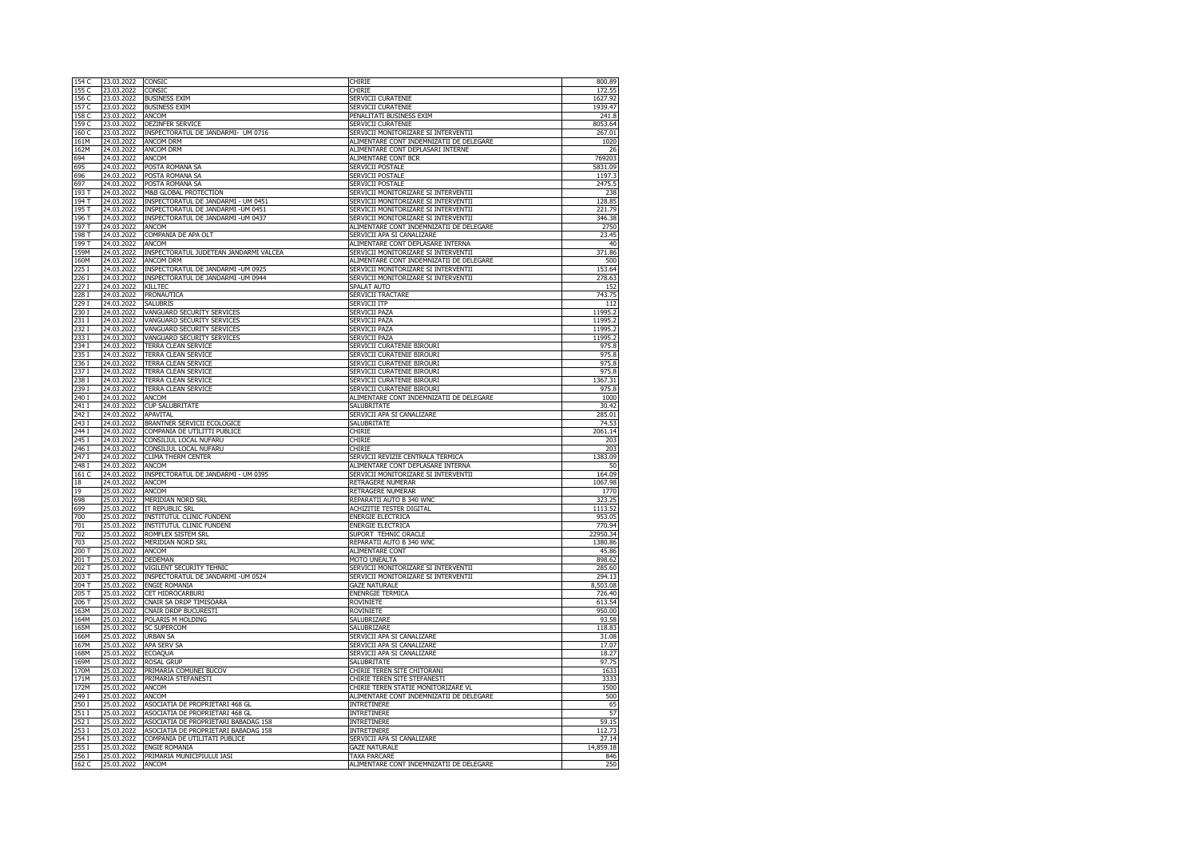| 154 C | 23.03.2022 | CONSIC | CHIRIE | 800.89 |
|---|---|---|---|---|
| 155 C | 23.03.2022 | CONSIC | CHIRIE | 172.55 |
| 156 C | 23.03.2022 | BUSINESS EXIM | SERVICII CURATENIE | 1627.92 |
| 157 C | 23.03.2022 | BUSINESS EXIM | SERVICII CURATENIE | 1939.47 |
| 158 C | 23.03.2022 | ANCOM | PENALITATI BUSINESS EXIM | 241.8 |
| 159 C | 23.03.2022 | DEZINFER SERVICE | SERVICII CURATENIE | 8053.64 |
| 160 C | 23.03.2022 | INSPECTORATUL DE JANDARMI- UM 0716 | SERVICII MONITORIZARE SI INTERVENTII | 267.01 |
| 161M | 24.03.2022 | ANCOM DRM | ALIMENTARE CONT INDEMNIZATII DE DELEGARE | 1020 |
| 162M | 24.03.2022 | ANCOM DRM | ALIMENTARE CONT DEPLASARI INTERNE | 26 |
| 694 | 24.03.2022 | ANCOM | ALIMENTARE CONT BCR | 769203 |
| 695 | 24.03.2022 | POSTA ROMANA SA | SERVICII POSTALE | 5831.09 |
| 696 | 24.03.2022 | POSTA ROMANA SA | SERVICII POSTALE | 1197.3 |
| 697 | 24.03.2022 | POSTA ROMANA SA | SERVICII POSTALE | 2475.5 |
| 193 T | 24.03.2022 | M&B GLOBAL PROTECTION | SERVICII MONITORIZARE SI INTERVENTII | 238 |
| 194 T | 24.03.2022 | INSPECTORATUL DE JANDARMI - UM 0451 | SERVICII MONITORIZARE SI INTERVENTII | 128.85 |
| 195 T | 24.03.2022 | INSPECTORATUL DE JANDARMI -UM 0451 | SERVICII MONITORIZARE SI INTERVENTII | 221.79 |
| 196 T | 24.03.2022 | INSPECTORATUL DE JANDARMI -UM 0437 | SERVICII MONITORIZARE SI INTERVENTII | 346.38 |
| 197 T | 24.03.2022 | ANCOM | ALIMENTARE CONT INDEMNIZATII DE DELEGARE | 2750 |
| 198 T | 24.03.2022 | COMPANIA DE APA OLT | SERVICII APA SI CANALIZARE | 23.45 |
| 199 T | 24.03.2022 | ANCOM | ALIMENTARE CONT DEPLASARE INTERNA | 40 |
| 159M | 24.03.2022 | INSPECTORATUL JUDETEAN JANDARMI VALCEA | SERVICII MONITORIZARE SI INTERVENTII | 371.86 |
| 160M | 24.03.2022 | ANCOM DRM | ALIMENTARE CONT INDEMNIZATII DE DELEGARE | 500 |
| 225 I | 24.03.2022 | INSPECTORATUL DE JANDARMI -UM 0925 | SERVICII MONITORIZARE SI INTERVENTII | 153.64 |
| 226 I | 24.03.2022 | INSPECTORATUL DE JANDARMI -UM 0944 | SERVICII MONITORIZARE SI INTERVENTII | 278.63 |
| 227 I | 24.03.2022 | KILLTEC | SPALAT AUTO | 152 |
| 228 I | 24.03.2022 | PRONAUTICA | SERVICII TRACTARE | 743.75 |
| 229 I | 24.03.2022 | SALUBRIS | SERVICII ITP | 112 |
| 230 I | 24.03.2022 | VANGUARD SECURITY SERVICES | SERVICII PAZA | 11995.2 |
| 231 I | 24.03.2022 | VANGUARD SECURITY SERVICES | SERVICII PAZA | 11995.2 |
| 232 I | 24.03.2022 | VANGUARD SECURITY SERVICES | SERVICII PAZA | 11995.2 |
| 233 I | 24.03.2022 | VANGUARD SECURITY SERVICES | SERVICII PAZA | 11995.2 |
| 234 I | 24.03.2022 | TERRA CLEAN SERVICE | SERVICII CURATENIE BIROURI | 975.8 |
| 235 I | 24.03.2022 | TERRA CLEAN SERVICE | SERVICII CURATENIE BIROURI | 975.8 |
| 236 I | 24.03.2022 | TERRA CLEAN SERVICE | SERVICII CURATENIE BIROURI | 975.8 |
| 237 I | 24.03.2022 | TERRA CLEAN SERVICE | SERVICII CURATENIE BIROURI | 975.8 |
| 238 I | 24.03.2022 | TERRA CLEAN SERVICE | SERVICII CURATENIE BIROURI | 1367.31 |
| 239 I | 24.03.2022 | TERRA CLEAN SERVICE | SERVICII CURATENIE BIROURI | 975.8 |
| 240 I | 24.03.2022 | ANCOM | ALIMENTARE CONT INDEMNIZATII DE DELEGARE | 1000 |
| 241 I | 24.03.2022 | CUP SALUBRITATE | SALUBRITATE | 30.42 |
| 242 I | 24.03.2022 | APAVITAL | SERVICII APA SI CANALIZARE | 285.01 |
| 243 I | 24.03.2022 | BRANTNER SERVICII ECOLOGICE | SALUBRITATE | 74.53 |
| 244 I | 24.03.2022 | COMPANIA DE UTILITTI PUBLICE | CHIRIE | 2061.14 |
| 245 I | 24.03.2022 | CONSILIUL LOCAL NUFARU | CHIRIE | 203 |
| 246 I | 24.03.2022 | CONSILIUL LOCAL NUFARU | CHIRIE | 203 |
| 247 I | 24.03.2022 | CLIMA THERM CENTER | SERVICII REVIZIE CENTRALA TERMICA | 1383.09 |
| 248 I | 24.03.2022 | ANCOM | ALIMENTARE CONT DEPLASARE INTERNA | 50 |
| 161 C | 24.03.2022 | INSPECTORATUL DE JANDARMI - UM 0395 | SERVICII MONITORIZARE SI INTERVENTII | 164.09 |
| 18 | 24.03.2022 | ANCOM | RETRAGERE NUMERAR | 1067.98 |
| 19 | 25.03.2022 | ANCOM | RETRAGERE NUMERAR | 1770 |
| 698 | 25.03.2022 | MERIDIAN NORD SRL | REPARATII AUTO B 340 WNC | 323.25 |
| 699 | 25.03.2022 | IT REPUBLIC SRL | ACHIZITIE TESTER DIGITAL | 1113.52 |
| 700 | 25.03.2022 | INSTITUTUL CLINIC FUNDENI | ENERGIE ELECTRICA | 953.05 |
| 701 | 25.03.2022 | INSTITUTUL CLINIC FUNDENI | ENERGIE ELECTRICA | 770.94 |
| 702 | 25.03.2022 | ROMFLEX SISTEM SRL | SUPORT TEHNIC ORACLE | 22950.34 |
| 703 | 25.03.2022 | MERIDIAN NORD SRL | REPARATII AUTO B 340 WNC | 1380.86 |
| 200 T | 25.03.2022 | ANCOM | ALIMENTARE CONT | 45.86 |
| 201 T | 25.03.2022 | DEDEMAN | MOTO UNEALTA | 898.62 |
| 202 T | 25.03.2022 | VIGILENT SECURITY TEHNIC | SERVICII MONITORIZARE SI INTERVENTII | 285.60 |
| 203 T | 25.03.2022 | INSPECTORATUL DE JANDARMI -UM 0524 | SERVICII MONITORIZARE SI INTERVENTII | 294.13 |
| 204 T | 25.03.2022 | ENGIE ROMANIA | GAZE NATURALE | 8,503.08 |
| 205 T | 25.03.2022 | CET HIDROCARBURI | ENENRGIE TERMICA | 726.40 |
| 206 T | 25.03.2022 | CNAIR SA DRDP TIMISOARA | ROVINIETE | 613.54 |
| 163M | 25.03.2022 | CNAIR DRDP BUCURESTI | ROVINIETE | 950.00 |
| 164M | 25.03.2022 | POLARIS M HOLDING | SALUBRIZARE | 93.58 |
| 165M | 25.03.2022 | SC SUPERCOM | SALUBRIZARE | 118.83 |
| 166M | 25.03.2022 | URBAN SA | SERVICII APA SI CANALIZARE | 31.08 |
| 167M | 25.03.2022 | APA SERV SA | SERVICII APA SI CANALIZARE | 17.07 |
| 168M | 25.03.2022 | ECOAQUA | SERVICII APA SI CANALIZARE | 18.27 |
| 169M | 25.03.2022 | ROSAL GRUP | SALUBRITATE | 97.75 |
| 170M | 25.03.2022 | PRIMARIA COMUNEI BUCOV | CHIRIE TEREN SITE CHITORANI | 1633 |
| 171M | 25.03.2022 | PRIMARIA STEFANESTI | CHIRIE TEREN SITE STEFANESTI | 3333 |
| 172M | 25.03.2022 | ANCOM | CHIRIE TEREN STATIE MONITORIZARE VL | 1500 |
| 249 I | 25.03.2022 | ANCOM | ALIMENTARE CONT INDEMNIZATII DE DELEGARE | 500 |
| 250 I | 25.03.2022 | ASOCIATIA DE PROPRIETARI 468 GL | INTRETINERE | 65 |
| 251 I | 25.03.2022 | ASOCIATIA DE PROPRIETARI 468 GL | INTRETINERE | 57 |
| 252 I | 25.03.2022 | ASOCIATIA DE PROPRIETARI BABADAG 158 | INTRETINERE | 59.15 |
| 253 I | 25.03.2022 | ASOCIATIA DE PROPRIETARI BABADAG 158 | INTRETINERE | 112.73 |
| 254 I | 25.03.2022 | COMPANIA DE UTILITATI PUBLICE | SERVICII APA SI CANALIZARE | 27.14 |
| 255 I | 25.03.2022 | ENGIE ROMANIA | GAZE NATURALE | 14,859.18 |
| 256 I | 25.03.2022 | PRIMARIA MUNICIPIULUI IASI | TAXA PARCARE | 846 |
| 162 C | 25.03.2022 | ANCOM | ALIMENTARE CONT INDEMNIZATII DE DELEGARE | 250 |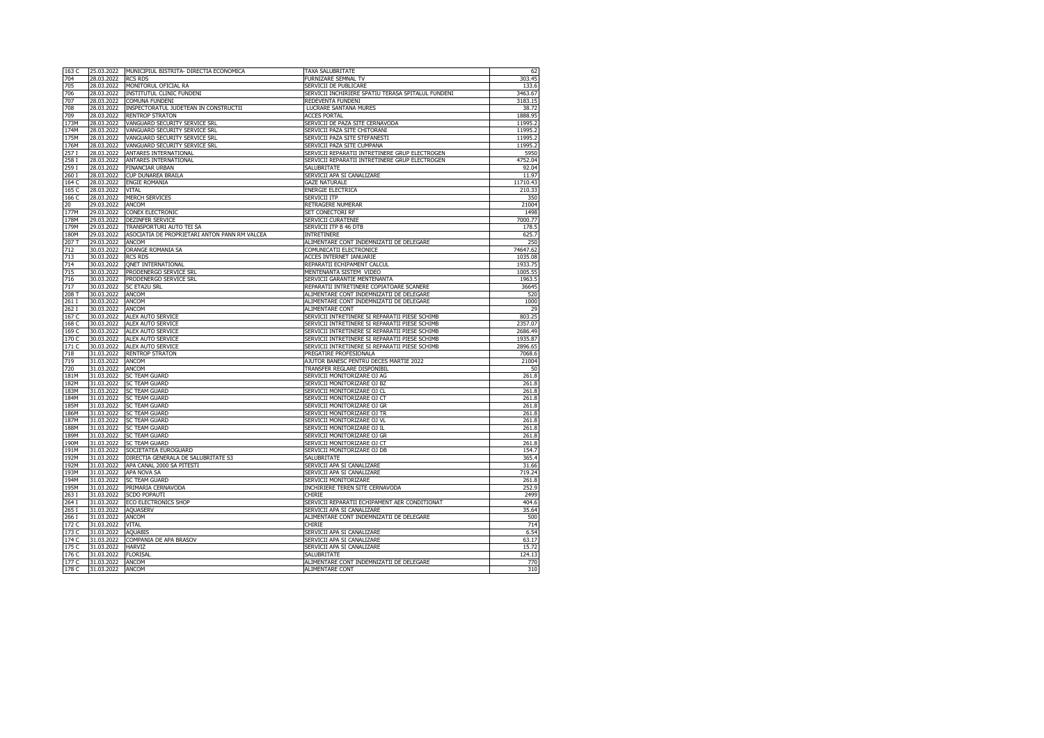| | | | | |
|---|---|---|---|---|
| 163 C | 25.03.2022 | MUNICIPIUL BISTRITA- DIRECTIA ECONOMICA | TAXA SALUBRITATE | 62 |
| 704 | 28.03.2022 | RCS RDS | FURNIZARE SEMNAL TV | 303.45 |
| 705 | 28.03.2022 | MONITORUL OFICIAL RA | SERVICII DE PUBLICARE | 133.6 |
| 706 | 28.03.2022 | INSTITUTUL CLINIC FUNDENI | SERVICII INCHIRIERE SPATIU TERASA SPITALUL FUNDENI | 3463.67 |
| 707 | 28.03.2022 | COMUNA FUNDENI | REDEVENTA FUNDENI | 3183.15 |
| 708 | 28.03.2022 | INSPECTORATUL JUDETEAN IN CONSTRUCTII | LUCRARE SANTANA MURES | 38.72 |
| 709 | 28.03.2022 | RENTROP STRATON | ACCES PORTAL | 1888.95 |
| 173M | 28.03.2022 | VANGUARD SECURITY SERVICE SRL | SERVICII DE PAZA SITE CERNAVODA | 11995.2 |
| 174M | 28.03.2022 | VANGUARD SECURITY SERVICE SRL | SERVICII PAZA SITE CHITORANI | 11995.2 |
| 175M | 28.03.2022 | VANGUARD SECURITY SERVICE SRL | SERVICII PAZA SITE STEFANESTI | 11995.2 |
| 176M | 28.03.2022 | VANGUARD SECURITY SERVICE SRL | SERVICII PAZA SITE CUMPANA | 11995.2 |
| 257 I | 28.03.2022 | ANTARES INTERNATIONAL | SERVICII REPARATII INTRETINERE GRUP ELECTROGEN | 5950 |
| 258 I | 28.03.2022 | ANTARES INTERNATIONAL | SERVICII REPARATII INTRETINERE GRUP ELECTROGEN | 4752.04 |
| 259 I | 28.03.2022 | FINANCIAR URBAN | SALUBRITATE | 92.04 |
| 260 I | 28.03.2022 | CUP DUNAREA BRAILA | SERVICII APA SI CANALIZARE | 11.97 |
| 164 C | 28.03.2022 | ENGIE ROMANIA | GAZE NATURALE | 11710.43 |
| 165 C | 28.03.2022 | VITAL | ENERGIE ELECTRICA | 210.33 |
| 166 C | 28.03.2022 | MERCH SERVICES | SERVICII ITP | 350 |
| 20 | 29.03.2022 | ANCOM | RETRAGERE NUMERAR | 21004 |
| 177M | 29.03.2022 | CONEX ELECTRONIC | SET CONECTORI RF | 1498 |
| 178M | 29.03.2022 | DEZINFER SERVICE | SERVICII CURATENIE | 7000.77 |
| 179M | 29.03.2022 | TRANSPORTURI AUTO TEI SA | SERVICII ITP B 46 DTB | 178.5 |
| 180M | 29.03.2022 | ASOCIATIA DE PROPRIETARI ANTON PANN RM VALCEA | INTRETINERE | 625.7 |
| 207 T | 29.03.2022 | ANCOM | ALIMENTARE CONT INDEMNIZATII DE DELEGARE | 250 |
| 712 | 30.03.2022 | ORANGE ROMANIA SA | COMUNICATII ELECTRONICE | 74647.62 |
| 713 | 30.03.2022 | RCS RDS | ACCES INTERNET IANUARIE | 1035.08 |
| 714 | 30.03.2022 | QNET INTERNATIONAL | REPARATII ECHIPAMENT CALCUL | 1933.75 |
| 715 | 30.03.2022 | PRODENERGO SERVICE SRL | MENTENANTA SISTEM VIDEO | 1005.55 |
| 716 | 30.03.2022 | PRODENERGO SERVICE SRL | SERVICII GARANTIE MENTENANTA | 1963.5 |
| 717 | 30.03.2022 | SC ETA2U SRL | REPARATII INTRETINERE COPIATOARE SCANERE | 36645 |
| 208 T | 30.03.2022 | ANCOM | ALIMENTARE CONT INDEMNIZATII DE DELEGARE | 520 |
| 261 I | 30.03.2022 | ANCOM | ALIMENTARE CONT INDEMNIZATII DE DELEGARE | 1000 |
| 262 I | 30.03.2022 | ANCOM | ALIMENTARE CONT | 29 |
| 167 C | 30.03.2022 | ALEX AUTO SERVICE | SERVICII INTRETINERE SI REPARATII PIESE SCHIMB | 803.25 |
| 168 C | 30.03.2022 | ALEX AUTO SERVICE | SERVICII INTRETINERE SI REPARATII PIESE SCHIMB | 2357.07 |
| 169 C | 30.03.2022 | ALEX AUTO SERVICE | SERVICII INTRETINERE SI REPARATII PIESE SCHIMB | 2686.49 |
| 170 C | 30.03.2022 | ALEX AUTO SERVICE | SERVICII INTRETINERE SI REPARATII PIESE SCHIMB | 1935.87 |
| 171 C | 30.03.2022 | ALEX AUTO SERVICE | SERVICII INTRETINERE SI REPARATII PIESE SCHIMB | 2896.65 |
| 718 | 31.03.2022 | RENTROP STRATON | PREGATIRE PROFESIONALA | 7068.6 |
| 719 | 31.03.2022 | ANCOM | AJUTOR BANESC PENTRU DECES MARTIE 2022 | 21004 |
| 720 | 31.03.2022 | ANCOM | TRANSFER REGLARE DISPONIBIL | 50 |
| 181M | 31.03.2022 | SC TEAM GUARD | SERVICII MONITORIZARE OJ AG | 261.8 |
| 182M | 31.03.2022 | SC TEAM GUARD | SERVICII MONITORIZARE OJ BZ | 261.8 |
| 183M | 31.03.2022 | SC TEAM GUARD | SERVICII MONITORIZARE OJ CL | 261.8 |
| 184M | 31.03.2022 | SC TEAM GUARD | SERVICII MONITORIZARE OJ CT | 261.8 |
| 185M | 31.03.2022 | SC TEAM GUARD | SERVICII MONITORIZARE OJ GR | 261.8 |
| 186M | 31.03.2022 | SC TEAM GUARD | SERVICII MONITORIZARE OJ TR | 261.8 |
| 187M | 31.03.2022 | SC TEAM GUARD | SERVICII MONITORIZARE OJ VL | 261.8 |
| 188M | 31.03.2022 | SC TEAM GUARD | SERVICII MONITORIZARE OJ IL | 261.8 |
| 189M | 31.03.2022 | SC TEAM GUARD | SERVICII MONITORIZARE OJ GR | 261.8 |
| 190M | 31.03.2022 | SC TEAM GUARD | SERVICII MONITORIZARE OJ CT | 261.8 |
| 191M | 31.03.2022 | SOCIETATEA EUROGUARD | SERVICII MONITORIZARE OJ DB | 154.7 |
| 192M | 31.03.2022 | DIRECTIA GENERALA DE SALUBRITATE S3 | SALUBRITATE | 365.4 |
| 192M | 31.03.2022 | APA CANAL 2000 SA PITESTI | SERVICII APA SI CANALIZARE | 31.66 |
| 193M | 31.03.2022 | APA NOVA SA | SERVICII APA SI CANALIZARE | 719.24 |
| 194M | 31.03.2022 | SC TEAM GUARD | SERVICII MONITORIZARE | 261.8 |
| 195M | 31.03.2022 | PRIMARIA CERNAVODA | INCHIRIERE TEREN SITE CERNAVODA | 252.9 |
| 263 I | 31.03.2022 | SCDO POPAUTI | CHIRIE | 2499 |
| 264 I | 31.03.2022 | ECO ELECTRONICS SHOP | SERVICII REPARATII ECHIPAMENT AER CONDITIONAT | 404.6 |
| 265 I | 31.03.2022 | AQUASERV | SERVICII APA SI CANALIZARE | 35.64 |
| 266 I | 31.03.2022 | ANCOM | ALIMENTARE CONT INDEMNIZATII DE DELEGARE | 500 |
| 172 C | 31.03.2022 | VITAL | CHIRIE | 714 |
| 173 C | 31.03.2022 | AQUABIS | SERVICII APA SI CANALIZARE | 6.54 |
| 174 C | 31.03.2022 | COMPANIA DE APA BRASOV | SERVICII APA SI CANALIZARE | 63.17 |
| 175 C | 31.03.2022 | HARVIZ | SERVICII APA SI CANALIZARE | 15.72 |
| 176 C | 31.03.2022 | FLORISAL | SALUBRITATE | 124.13 |
| 177 C | 31.03.2022 | ANCOM | ALIMENTARE CONT INDEMNIZATII DE DELEGARE | 770 |
| 178 C | 31.03.2022 | ANCOM | ALIMENTARE CONT | 310 |